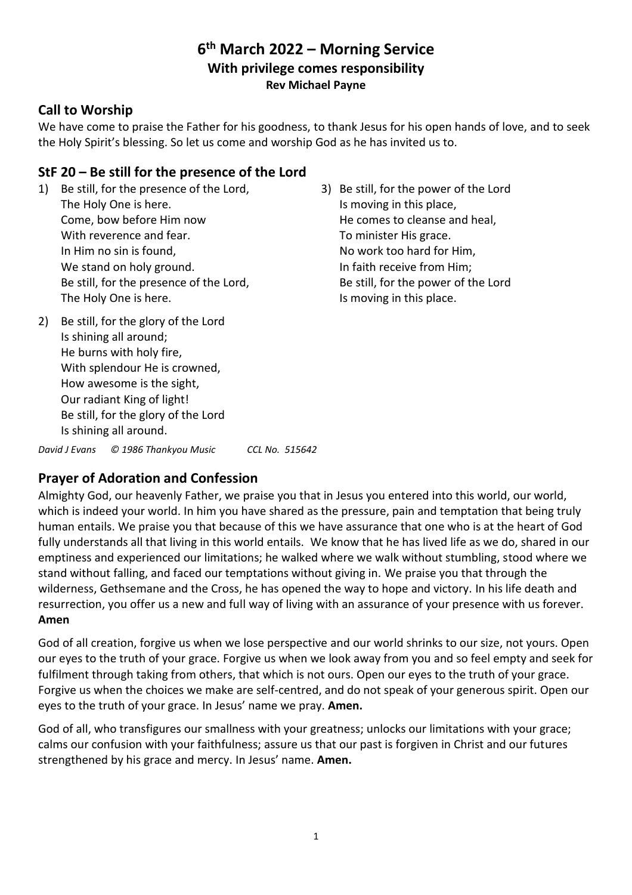# 6th March 2022 – Morning Service

## With privilege comes responsibility

**Rev Michael Payne**

## Call to Worship

We have come to praise the Father for his goodness, to thank Jesus for his open hands of love, and to seek the Holy Spirit's blessing. So let us come and worship God as he has invited us to.

## StF 20 – Be still for the presence of the Lord

1) Be still, for the presence of the Lord,
The Holy One is here.
Come, bow before Him now
With reverence and fear.
In Him no sin is found,
We stand on holy ground.
Be still, for the presence of the Lord,
The Holy One is here.

2) Be still, for the glory of the Lord
Is shining all around;
He burns with holy fire,
With splendour He is crowned,
How awesome is the sight,
Our radiant King of light!
Be still, for the glory of the Lord
Is shining all around.

3) Be still, for the power of the Lord
Is moving in this place,
He comes to cleanse and heal,
To minister His grace.
No work too hard for Him,
In faith receive from Him;
Be still, for the power of the Lord
Is moving in this place.

*David J Evans © 1986 Thankyou Music CCL No. 515642*

## Prayer of Adoration and Confession

Almighty God, our heavenly Father, we praise you that in Jesus you entered into this world, our world, which is indeed your world. In him you have shared as the pressure, pain and temptation that being truly human entails. We praise you that because of this we have assurance that one who is at the heart of God fully understands all that living in this world entails. We know that he has lived life as we do, shared in our emptiness and experienced our limitations; he walked where we walk without stumbling, stood where we stand without falling, and faced our temptations without giving in. We praise you that through the wilderness, Gethsemane and the Cross, he has opened the way to hope and victory. In his life death and resurrection, you offer us a new and full way of living with an assurance of your presence with us forever. **Amen**

God of all creation, forgive us when we lose perspective and our world shrinks to our size, not yours. Open our eyes to the truth of your grace. Forgive us when we look away from you and so feel empty and seek for fulfilment through taking from others, that which is not ours. Open our eyes to the truth of your grace. Forgive us when the choices we make are self-centred, and do not speak of your generous spirit. Open our eyes to the truth of your grace. In Jesus' name we pray. **Amen.**

God of all, who transfigures our smallness with your greatness; unlocks our limitations with your grace; calms our confusion with your faithfulness; assure us that our past is forgiven in Christ and our futures strengthened by his grace and mercy. In Jesus' name. **Amen.**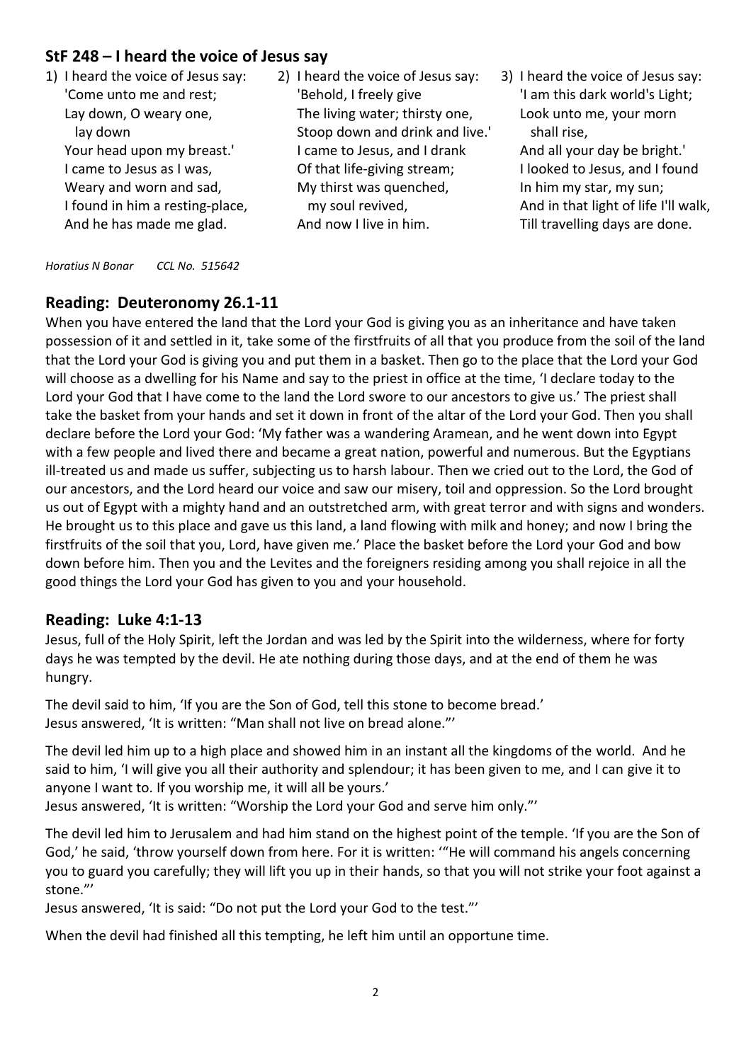## StF 248 – I heard the voice of Jesus say

1) I heard the voice of Jesus say:
'Come unto me and rest;
Lay down, O weary one,
lay down
Your head upon my breast.'
I came to Jesus as I was,
Weary and worn and sad,
I found in him a resting-place,
And he has made me glad.

2) I heard the voice of Jesus say:
'Behold, I freely give
The living water; thirsty one,
Stoop down and drink and live.'
I came to Jesus, and I drank
Of that life-giving stream;
My thirst was quenched,
my soul revived,
And now I live in him.

3) I heard the voice of Jesus say:
'I am this dark world's Light;
Look unto me, your morn
shall rise,
And all your day be bright.'
I looked to Jesus, and I found
In him my star, my sun;
And in that light of life I'll walk,
Till travelling days are done.

*Horatius N Bonar CCL No. 515642*

## Reading: Deuteronomy 26.1-11

When you have entered the land that the Lord your God is giving you as an inheritance and have taken possession of it and settled in it, take some of the firstfruits of all that you produce from the soil of the land that the Lord your God is giving you and put them in a basket. Then go to the place that the Lord your God will choose as a dwelling for his Name and say to the priest in office at the time, 'I declare today to the Lord your God that I have come to the land the Lord swore to our ancestors to give us.' The priest shall take the basket from your hands and set it down in front of the altar of the Lord your God. Then you shall declare before the Lord your God: 'My father was a wandering Aramean, and he went down into Egypt with a few people and lived there and became a great nation, powerful and numerous. But the Egyptians ill-treated us and made us suffer, subjecting us to harsh labour. Then we cried out to the Lord, the God of our ancestors, and the Lord heard our voice and saw our misery, toil and oppression. So the Lord brought us out of Egypt with a mighty hand and an outstretched arm, with great terror and with signs and wonders. He brought us to this place and gave us this land, a land flowing with milk and honey; and now I bring the firstfruits of the soil that you, Lord, have given me.' Place the basket before the Lord your God and bow down before him. Then you and the Levites and the foreigners residing among you shall rejoice in all the good things the Lord your God has given to you and your household.

## Reading: Luke 4:1-13

Jesus, full of the Holy Spirit, left the Jordan and was led by the Spirit into the wilderness, where for forty days he was tempted by the devil. He ate nothing during those days, and at the end of them he was hungry.

The devil said to him, 'If you are the Son of God, tell this stone to become bread.'
Jesus answered, 'It is written: "Man shall not live on bread alone."'

The devil led him up to a high place and showed him in an instant all the kingdoms of the world. And he said to him, 'I will give you all their authority and splendour; it has been given to me, and I can give it to anyone I want to. If you worship me, it will all be yours.'
Jesus answered, 'It is written: "Worship the Lord your God and serve him only."'

The devil led him to Jerusalem and had him stand on the highest point of the temple. 'If you are the Son of God,' he said, 'throw yourself down from here. For it is written: '"He will command his angels concerning you to guard you carefully; they will lift you up in their hands, so that you will not strike your foot against a stone."'
Jesus answered, 'It is said: "Do not put the Lord your God to the test."'

When the devil had finished all this tempting, he left him until an opportune time.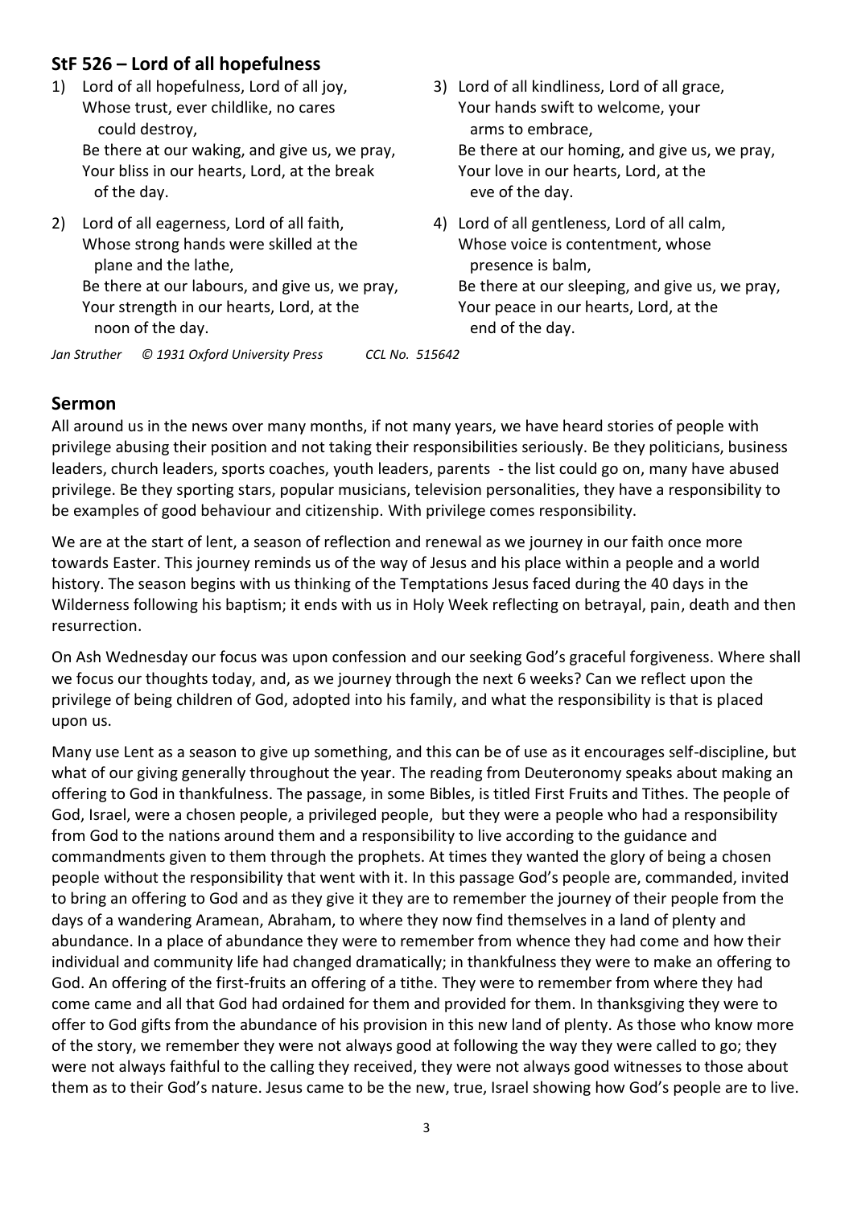## StF 526 – Lord of all hopefulness

1) Lord of all hopefulness, Lord of all joy,
   Whose trust, ever childlike, no cares
   could destroy,
   Be there at our waking, and give us, we pray,
   Your bliss in our hearts, Lord, at the break
   of the day.

2) Lord of all eagerness, Lord of all faith,
   Whose strong hands were skilled at the
   plane and the lathe,
   Be there at our labours, and give us, we pray,
   Your strength in our hearts, Lord, at the
   noon of the day.

3) Lord of all kindliness, Lord of all grace,
   Your hands swift to welcome, your
   arms to embrace,
   Be there at our homing, and give us, we pray,
   Your love in our hearts, Lord, at the
   eve of the day.

4) Lord of all gentleness, Lord of all calm,
   Whose voice is contentment, whose
   presence is balm,
   Be there at our sleeping, and give us, we pray,
   Your peace in our hearts, Lord, at the
   end of the day.

*Jan Struther © 1931 Oxford University Press* *CCL No. 515642*

## Sermon

All around us in the news over many months, if not many years, we have heard stories of people with privilege abusing their position and not taking their responsibilities seriously. Be they politicians, business leaders, church leaders, sports coaches, youth leaders, parents - the list could go on, many have abused privilege. Be they sporting stars, popular musicians, television personalities, they have a responsibility to be examples of good behaviour and citizenship. With privilege comes responsibility.

We are at the start of lent, a season of reflection and renewal as we journey in our faith once more towards Easter. This journey reminds us of the way of Jesus and his place within a people and a world history. The season begins with us thinking of the Temptations Jesus faced during the 40 days in the Wilderness following his baptism; it ends with us in Holy Week reflecting on betrayal, pain, death and then resurrection.

On Ash Wednesday our focus was upon confession and our seeking God's graceful forgiveness. Where shall we focus our thoughts today, and, as we journey through the next 6 weeks? Can we reflect upon the privilege of being children of God, adopted into his family, and what the responsibility is that is placed upon us.

Many use Lent as a season to give up something, and this can be of use as it encourages self-discipline, but what of our giving generally throughout the year. The reading from Deuteronomy speaks about making an offering to God in thankfulness. The passage, in some Bibles, is titled First Fruits and Tithes. The people of God, Israel, were a chosen people, a privileged people, but they were a people who had a responsibility from God to the nations around them and a responsibility to live according to the guidance and commandments given to them through the prophets. At times they wanted the glory of being a chosen people without the responsibility that went with it. In this passage God's people are, commanded, invited to bring an offering to God and as they give it they are to remember the journey of their people from the days of a wandering Aramean, Abraham, to where they now find themselves in a land of plenty and abundance. In a place of abundance they were to remember from whence they had come and how their individual and community life had changed dramatically; in thankfulness they were to make an offering to God. An offering of the first-fruits an offering of a tithe. They were to remember from where they had come came and all that God had ordained for them and provided for them. In thanksgiving they were to offer to God gifts from the abundance of his provision in this new land of plenty. As those who know more of the story, we remember they were not always good at following the way they were called to go; they were not always faithful to the calling they received, they were not always good witnesses to those about them as to their God's nature. Jesus came to be the new, true, Israel showing how God's people are to live.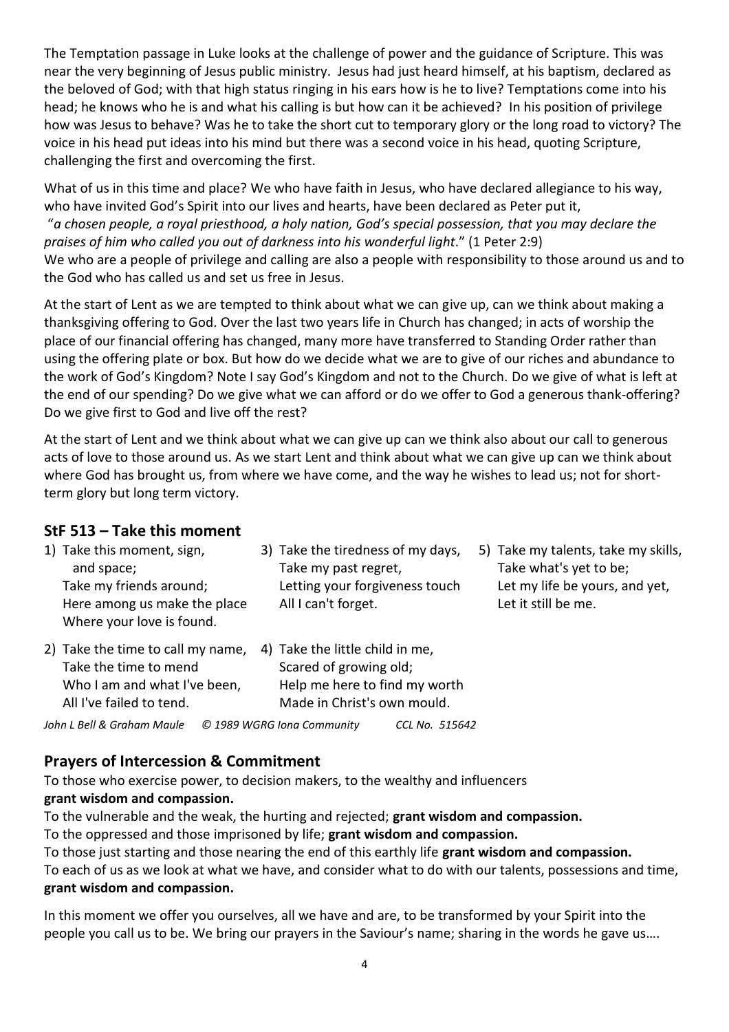The Temptation passage in Luke looks at the challenge of power and the guidance of Scripture. This was near the very beginning of Jesus public ministry. Jesus had just heard himself, at his baptism, declared as the beloved of God; with that high status ringing in his ears how is he to live? Temptations come into his head; he knows who he is and what his calling is but how can it be achieved? In his position of privilege how was Jesus to behave? Was he to take the short cut to temporary glory or the long road to victory? The voice in his head put ideas into his mind but there was a second voice in his head, quoting Scripture, challenging the first and overcoming the first.

What of us in this time and place? We who have faith in Jesus, who have declared allegiance to his way, who have invited God's Spirit into our lives and hearts, have been declared as Peter put it,
"*a chosen people, a royal priesthood, a holy nation, God's special possession, that you may declare the praises of him who called you out of darkness into his wonderful light*." (1 Peter 2:9)
We who are a people of privilege and calling are also a people with responsibility to those around us and to the God who has called us and set us free in Jesus.

At the start of Lent as we are tempted to think about what we can give up, can we think about making a thanksgiving offering to God. Over the last two years life in Church has changed; in acts of worship the place of our financial offering has changed, many more have transferred to Standing Order rather than using the offering plate or box. But how do we decide what we are to give of our riches and abundance to the work of God's Kingdom? Note I say God's Kingdom and not to the Church. Do we give of what is left at the end of our spending? Do we give what we can afford or do we offer to God a generous thank-offering? Do we give first to God and live off the rest?

At the start of Lent and we think about what we can give up can we think also about our call to generous acts of love to those around us. As we start Lent and think about what we can give up can we think about where God has brought us, from where we have come, and the way he wishes to lead us; not for short-term glory but long term victory.

## StF 513 – Take this moment

1) Take this moment, sign, and space;
Take my friends around;
Here among us make the place
Where your love is found.

2) Take the time to call my name,
Take the time to mend
Who I am and what I've been,
All I've failed to tend.

3) Take the tiredness of my days,
Take my past regret,
Letting your forgiveness touch
All I can't forget.

4) Take the little child in me,
Scared of growing old;
Help me here to find my worth
Made in Christ's own mould.

5) Take my talents, take my skills,
Take what's yet to be;
Let my life be yours, and yet,
Let it still be me.

*John L Bell & Graham Maule © 1989 WGRG Iona Community CCL No. 515642*

## Prayers of Intercession & Commitment

To those who exercise power, to decision makers, to the wealthy and influencers
**grant wisdom and compassion.**
To the vulnerable and the weak, the hurting and rejected; **grant wisdom and compassion.**
To the oppressed and those imprisoned by life; **grant wisdom and compassion.**
To those just starting and those nearing the end of this earthly life **grant wisdom and compassion.**
To each of us as we look at what we have, and consider what to do with our talents, possessions and time,
**grant wisdom and compassion.**

In this moment we offer you ourselves, all we have and are, to be transformed by your Spirit into the people you call us to be. We bring our prayers in the Saviour's name; sharing in the words he gave us….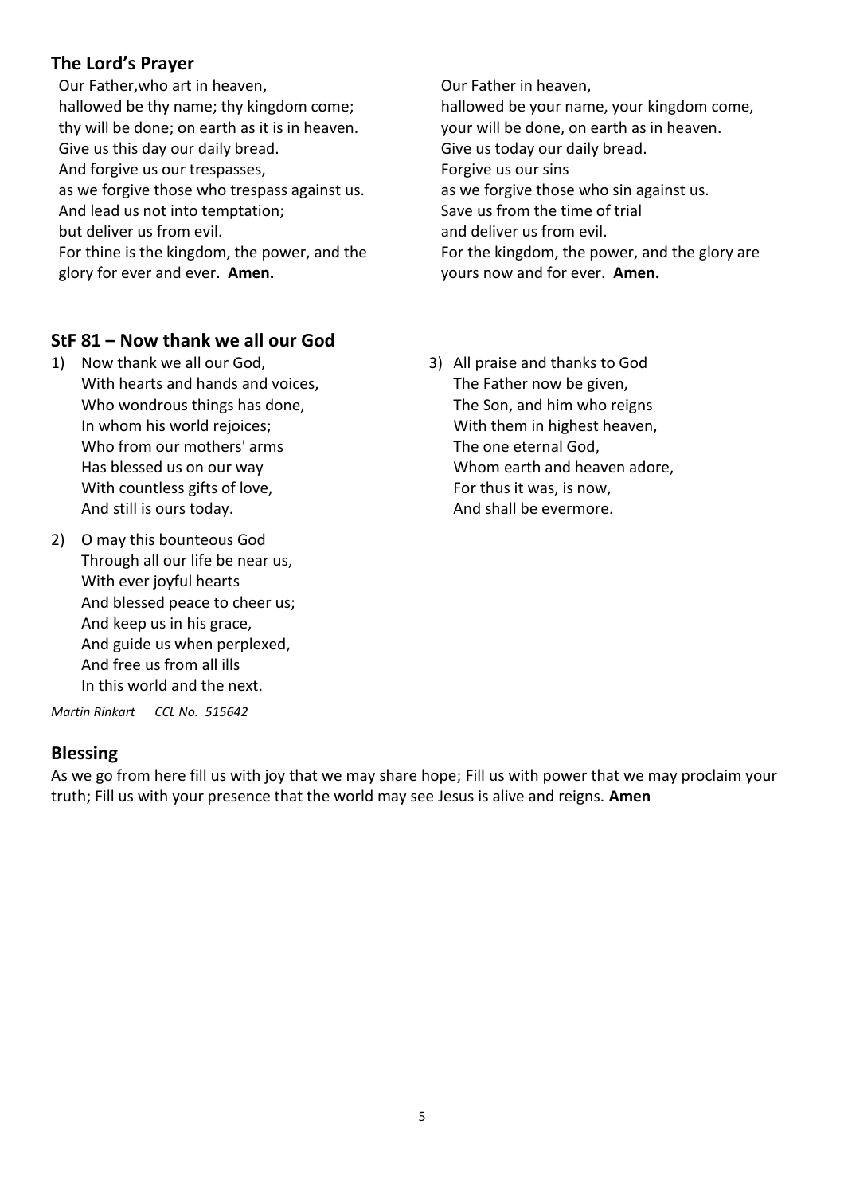## The Lord's Prayer

Our Father,who art in heaven,
hallowed be thy name; thy kingdom come;
thy will be done; on earth as it is in heaven.
Give us this day our daily bread.
And forgive us our trespasses,
as we forgive those who trespass against us.
And lead us not into temptation;
but deliver us from evil.
For thine is the kingdom, the power, and the glory for ever and ever. **Amen.**

Our Father in heaven,
hallowed be your name, your kingdom come,
your will be done, on earth as in heaven.
Give us today our daily bread.
Forgive us our sins
as we forgive those who sin against us.
Save us from the time of trial
and deliver us from evil.
For the kingdom, the power, and the glory are yours now and for ever. **Amen.**

## StF 81 – Now thank we all our God

1) Now thank we all our God,
With hearts and hands and voices,
Who wondrous things has done,
In whom his world rejoices;
Who from our mothers' arms
Has blessed us on our way
With countless gifts of love,
And still is ours today.

2) O may this bounteous God
Through all our life be near us,
With ever joyful hearts
And blessed peace to cheer us;
And keep us in his grace,
And guide us when perplexed,
And free us from all ills
In this world and the next.

3) All praise and thanks to God
The Father now be given,
The Son, and him who reigns
With them in highest heaven,
The one eternal God,
Whom earth and heaven adore,
For thus it was, is now,
And shall be evermore.

*Martin Rinkart CCL No. 515642*

## Blessing

As we go from here fill us with joy that we may share hope; Fill us with power that we may proclaim your truth; Fill us with your presence that the world may see Jesus is alive and reigns. **Amen**